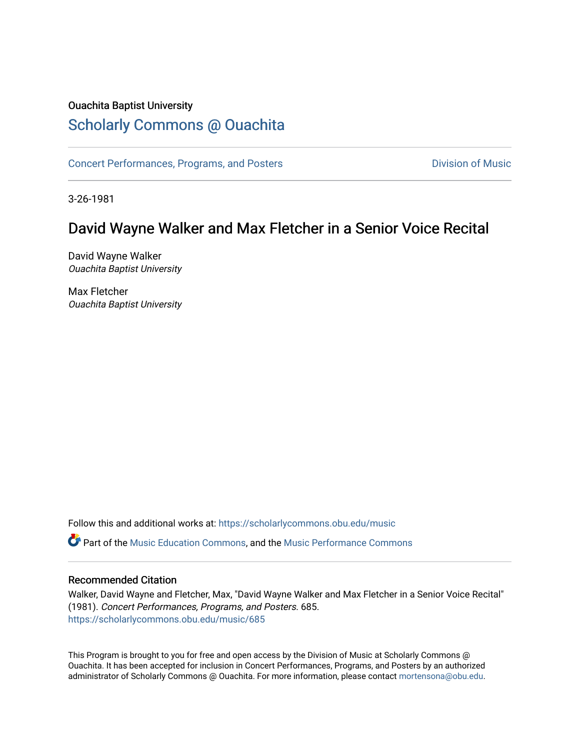Ouachita Baptist University

## Scholarly Commons @ Ouachita

Concert Performances, Programs, and Posters

Division of Music

3-26-1981

# David Wayne Walker and Max Fletcher in a Senior Voice Recital

David Wayne Walker
*Ouachita Baptist University*

Max Fletcher
*Ouachita Baptist University*

Follow this and additional works at: https://scholarlycommons.obu.edu/music

Part of the Music Education Commons, and the Music Performance Commons

### Recommended Citation

Walker, David Wayne and Fletcher, Max, "David Wayne Walker and Max Fletcher in a Senior Voice Recital" (1981). *Concert Performances, Programs, and Posters*. 685.
https://scholarlycommons.obu.edu/music/685

This Program is brought to you for free and open access by the Division of Music at Scholarly Commons @ Ouachita. It has been accepted for inclusion in Concert Performances, Programs, and Posters by an authorized administrator of Scholarly Commons @ Ouachita. For more information, please contact mortensona@obu.edu.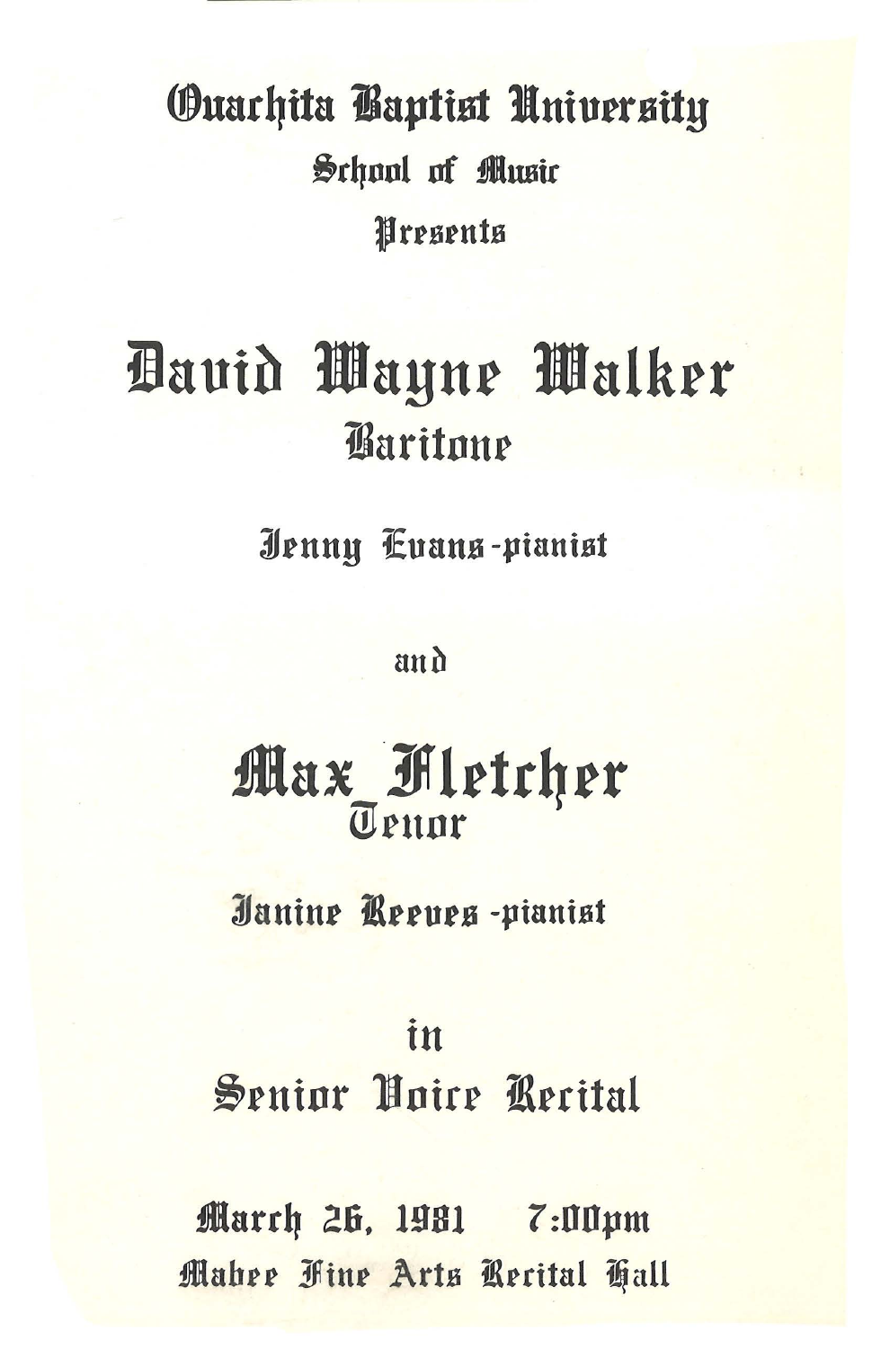# Ouachita Baptist University

## School of Music

Presents

# David Wayne Walker

## Baritone

Jenny Evans-pianist

and

# Max Fletcher

## Tenor

Janine Reeves-pianist

in

## Senior Voice Recital

March 26, 1981    7:00pm

Mabee Fine Arts Recital Hall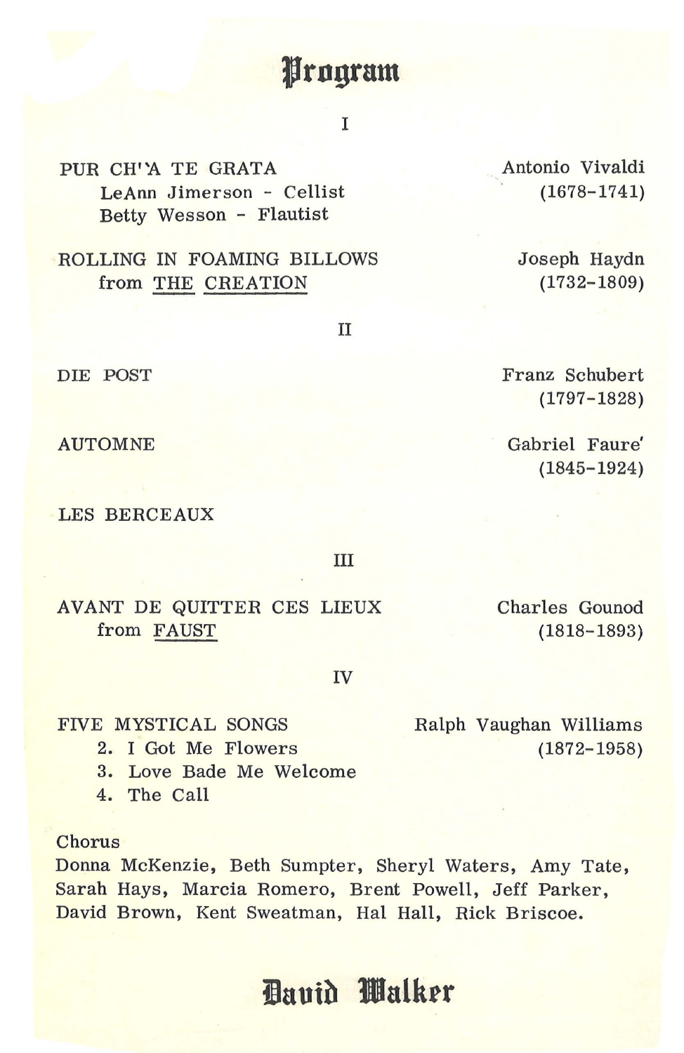# Program

## I

PUR CH'A TE GRATA — Antonio Vivaldi (1678-1741)
LeAnn Jimerson - Cellist
Betty Wesson - Flautist

ROLLING IN FOAMING BILLOWS from THE CREATION — Joseph Haydn (1732-1809)

## II

DIE POST — Franz Schubert (1797-1828)

AUTOMNE — Gabriel Faure' (1845-1924)

LES BERCEAUX

## III

AVANT DE QUITTER CES LIEUX from FAUST — Charles Gounod (1818-1893)

## IV

FIVE MYSTICAL SONGS — Ralph Vaughan Williams (1872-1958)

2. I Got Me Flowers
3. Love Bade Me Welcome
4. The Call

Chorus
Donna McKenzie, Beth Sumpter, Sheryl Waters, Amy Tate, Sarah Hays, Marcia Romero, Brent Powell, Jeff Parker, David Brown, Kent Sweatman, Hal Hall, Rick Briscoe.

**David Walker**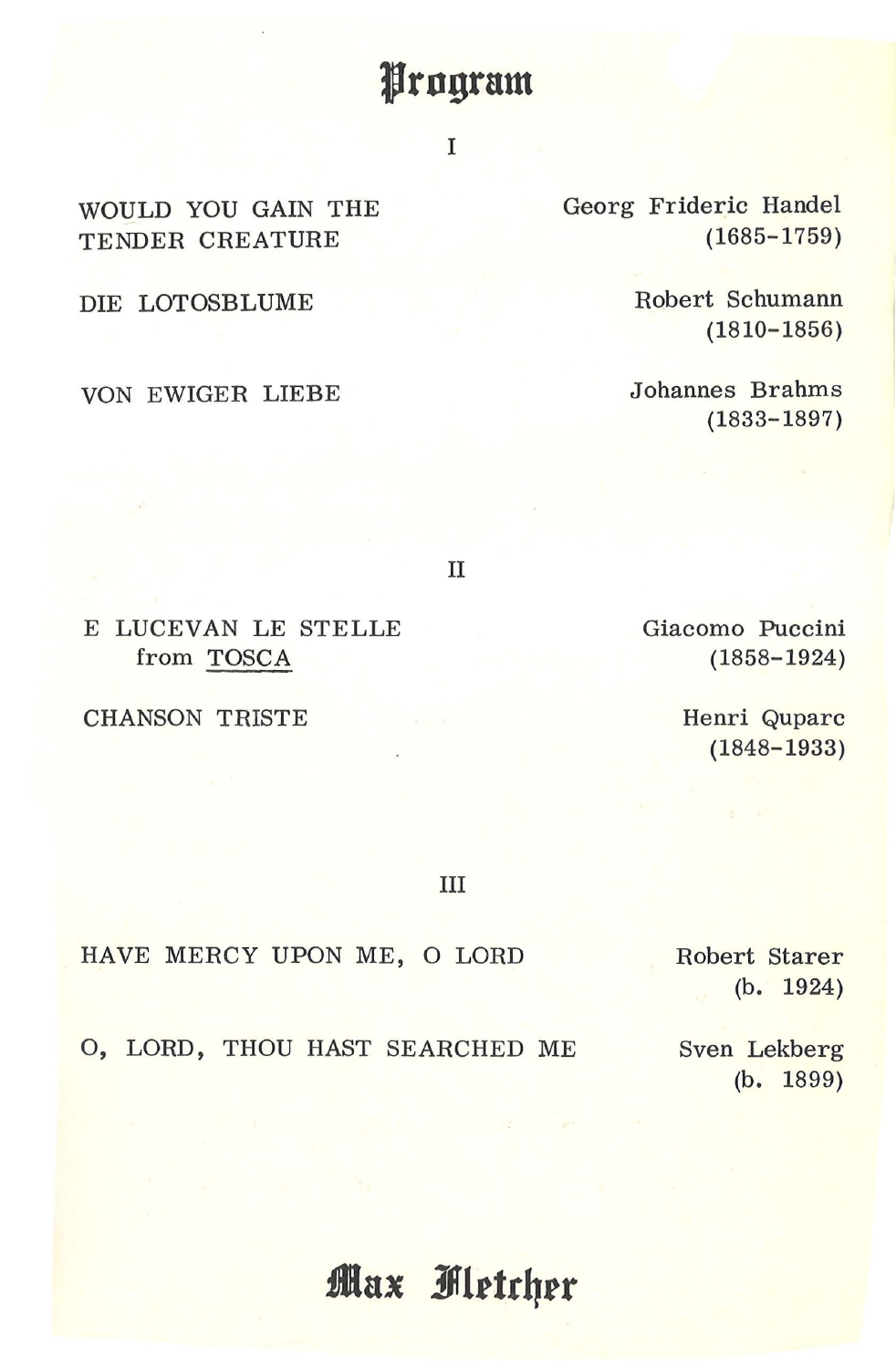# Program

## I

WOULD YOU GAIN THE TENDER CREATURE — Georg Frideric Handel (1685-1759)

DIE LOTOSBLUME — Robert Schumann (1810-1856)

VON EWIGER LIEBE — Johannes Brahms (1833-1897)

## II

E LUCEVAN LE STELLE from TOSCA — Giacomo Puccini (1858-1924)

CHANSON TRISTE — Henri Quparc (1848-1933)

## III

HAVE MERCY UPON ME, O LORD — Robert Starer (b. 1924)

O, LORD, THOU HAST SEARCHED ME — Sven Lekberg (b. 1899)

**Max Fletcher**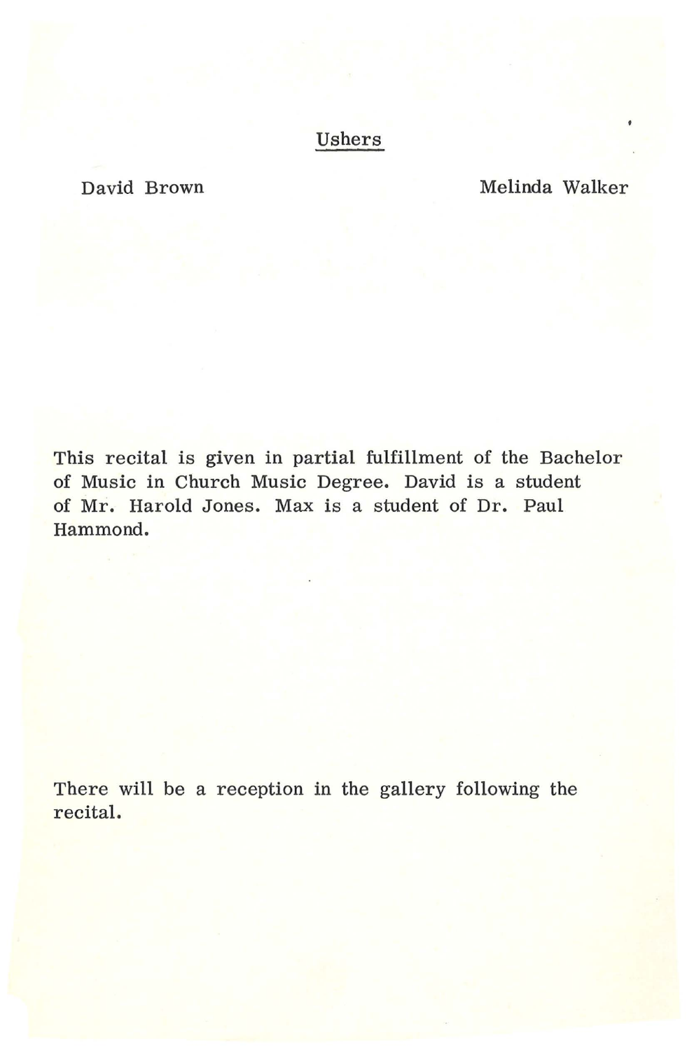## Ushers

David Brown

Melinda Walker

This recital is given in partial fulfillment of the Bachelor of Music in Church Music Degree. David is a student of Mr. Harold Jones. Max is a student of Dr. Paul Hammond.

There will be a reception in the gallery following the recital.